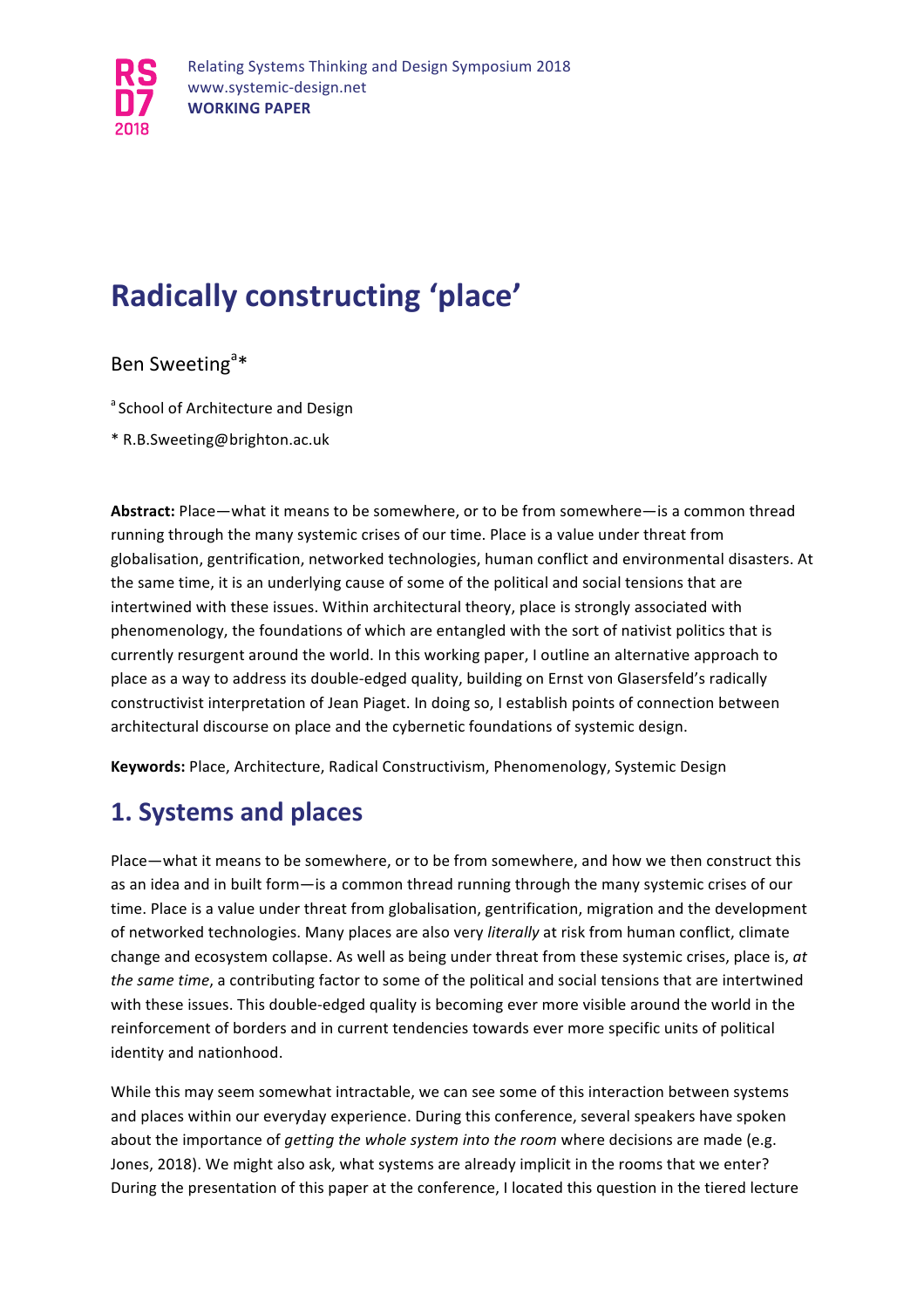# Radically constructing 'place'

Ben Sweeting[a]*

[a] School of Architecture and Design

* R.B.Sweeting@brighton.ac.uk

**Abstract:** Place—what it means to be somewhere, or to be from somewhere—is a common thread running through the many systemic crises of our time. Place is a value under threat from globalisation, gentrification, networked technologies, human conflict and environmental disasters. At the same time, it is an underlying cause of some of the political and social tensions that are intertwined with these issues. Within architectural theory, place is strongly associated with phenomenology, the foundations of which are entangled with the sort of nativist politics that is currently resurgent around the world. In this working paper, I outline an alternative approach to place as a way to address its double-edged quality, building on Ernst von Glasersfeld's radically constructivist interpretation of Jean Piaget. In doing so, I establish points of connection between architectural discourse on place and the cybernetic foundations of systemic design.

**Keywords:** Place, Architecture, Radical Constructivism, Phenomenology, Systemic Design

## 1. Systems and places

Place—what it means to be somewhere, or to be from somewhere, and how we then construct this as an idea and in built form—is a common thread running through the many systemic crises of our time. Place is a value under threat from globalisation, gentrification, migration and the development of networked technologies. Many places are also very *literally* at risk from human conflict, climate change and ecosystem collapse. As well as being under threat from these systemic crises, place is, *at the same time*, a contributing factor to some of the political and social tensions that are intertwined with these issues. This double-edged quality is becoming ever more visible around the world in the reinforcement of borders and in current tendencies towards ever more specific units of political identity and nationhood.

While this may seem somewhat intractable, we can see some of this interaction between systems and places within our everyday experience. During this conference, several speakers have spoken about the importance of *getting the whole system into the room* where decisions are made (e.g. Jones, 2018). We might also ask, what systems are already implicit in the rooms that we enter? During the presentation of this paper at the conference, I located this question in the tiered lecture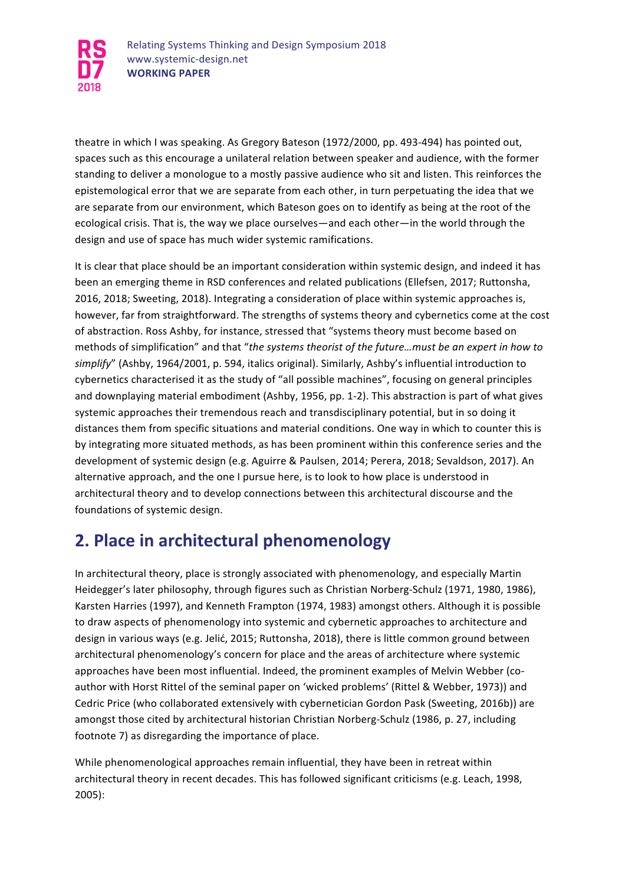theatre in which I was speaking. As Gregory Bateson (1972/2000, pp. 493-494) has pointed out, spaces such as this encourage a unilateral relation between speaker and audience, with the former standing to deliver a monologue to a mostly passive audience who sit and listen. This reinforces the epistemological error that we are separate from each other, in turn perpetuating the idea that we are separate from our environment, which Bateson goes on to identify as being at the root of the ecological crisis. That is, the way we place ourselves—and each other—in the world through the design and use of space has much wider systemic ramifications.

It is clear that place should be an important consideration within systemic design, and indeed it has been an emerging theme in RSD conferences and related publications (Ellefsen, 2017; Ruttonsha, 2016, 2018; Sweeting, 2018). Integrating a consideration of place within systemic approaches is, however, far from straightforward. The strengths of systems theory and cybernetics come at the cost of abstraction. Ross Ashby, for instance, stressed that "systems theory must become based on methods of simplification" and that "*the systems theorist of the future…must be an expert in how to simplify*" (Ashby, 1964/2001, p. 594, italics original). Similarly, Ashby's influential introduction to cybernetics characterised it as the study of "all possible machines", focusing on general principles and downplaying material embodiment (Ashby, 1956, pp. 1-2). This abstraction is part of what gives systemic approaches their tremendous reach and transdisciplinary potential, but in so doing it distances them from specific situations and material conditions. One way in which to counter this is by integrating more situated methods, as has been prominent within this conference series and the development of systemic design (e.g. Aguirre & Paulsen, 2014; Perera, 2018; Sevaldson, 2017). An alternative approach, and the one I pursue here, is to look to how place is understood in architectural theory and to develop connections between this architectural discourse and the foundations of systemic design.

## 2. Place in architectural phenomenology

In architectural theory, place is strongly associated with phenomenology, and especially Martin Heidegger's later philosophy, through figures such as Christian Norberg-Schulz (1971, 1980, 1986), Karsten Harries (1997), and Kenneth Frampton (1974, 1983) amongst others. Although it is possible to draw aspects of phenomenology into systemic and cybernetic approaches to architecture and design in various ways (e.g. Jelić, 2015; Ruttonsha, 2018), there is little common ground between architectural phenomenology's concern for place and the areas of architecture where systemic approaches have been most influential. Indeed, the prominent examples of Melvin Webber (co-author with Horst Rittel of the seminal paper on 'wicked problems' (Rittel & Webber, 1973)) and Cedric Price (who collaborated extensively with cybernetician Gordon Pask (Sweeting, 2016b)) are amongst those cited by architectural historian Christian Norberg-Schulz (1986, p. 27, including footnote 7) as disregarding the importance of place.

While phenomenological approaches remain influential, they have been in retreat within architectural theory in recent decades. This has followed significant criticisms (e.g. Leach, 1998, 2005):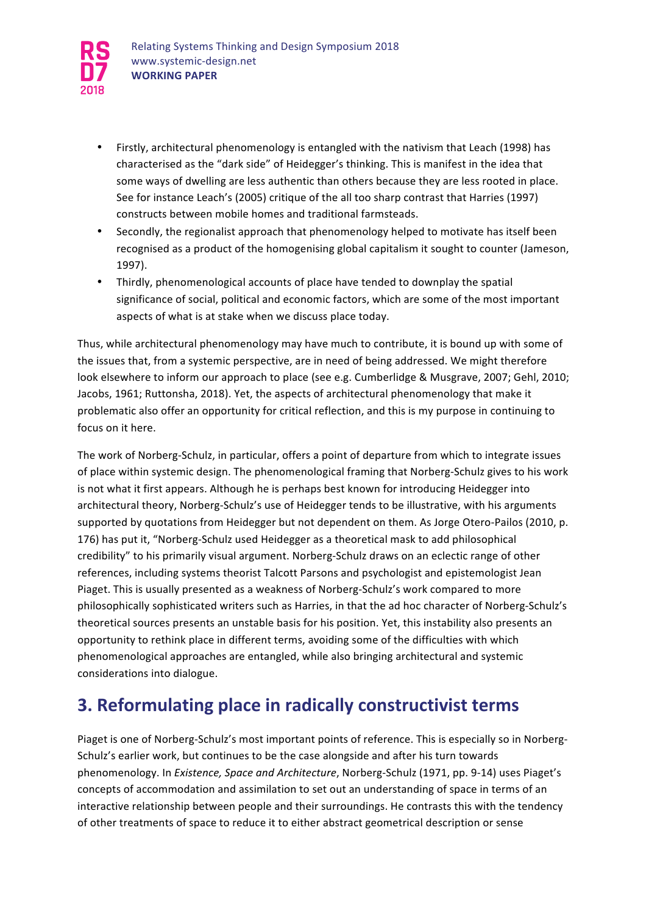- Firstly, architectural phenomenology is entangled with the nativism that Leach (1998) has characterised as the "dark side" of Heidegger's thinking. This is manifest in the idea that some ways of dwelling are less authentic than others because they are less rooted in place. See for instance Leach's (2005) critique of the all too sharp contrast that Harries (1997) constructs between mobile homes and traditional farmsteads.
- Secondly, the regionalist approach that phenomenology helped to motivate has itself been recognised as a product of the homogenising global capitalism it sought to counter (Jameson, 1997).
- Thirdly, phenomenological accounts of place have tended to downplay the spatial significance of social, political and economic factors, which are some of the most important aspects of what is at stake when we discuss place today.

Thus, while architectural phenomenology may have much to contribute, it is bound up with some of the issues that, from a systemic perspective, are in need of being addressed. We might therefore look elsewhere to inform our approach to place (see e.g. Cumberlidge & Musgrave, 2007; Gehl, 2010; Jacobs, 1961; Ruttonsha, 2018). Yet, the aspects of architectural phenomenology that make it problematic also offer an opportunity for critical reflection, and this is my purpose in continuing to focus on it here.

The work of Norberg-Schulz, in particular, offers a point of departure from which to integrate issues of place within systemic design. The phenomenological framing that Norberg-Schulz gives to his work is not what it first appears. Although he is perhaps best known for introducing Heidegger into architectural theory, Norberg-Schulz's use of Heidegger tends to be illustrative, with his arguments supported by quotations from Heidegger but not dependent on them. As Jorge Otero-Pailos (2010, p. 176) has put it, "Norberg-Schulz used Heidegger as a theoretical mask to add philosophical credibility" to his primarily visual argument. Norberg-Schulz draws on an eclectic range of other references, including systems theorist Talcott Parsons and psychologist and epistemologist Jean Piaget. This is usually presented as a weakness of Norberg-Schulz's work compared to more philosophically sophisticated writers such as Harries, in that the ad hoc character of Norberg-Schulz's theoretical sources presents an unstable basis for his position. Yet, this instability also presents an opportunity to rethink place in different terms, avoiding some of the difficulties with which phenomenological approaches are entangled, while also bringing architectural and systemic considerations into dialogue.

## 3. Reformulating place in radically constructivist terms

Piaget is one of Norberg-Schulz's most important points of reference. This is especially so in Norberg-Schulz's earlier work, but continues to be the case alongside and after his turn towards phenomenology. In *Existence, Space and Architecture*, Norberg-Schulz (1971, pp. 9-14) uses Piaget's concepts of accommodation and assimilation to set out an understanding of space in terms of an interactive relationship between people and their surroundings. He contrasts this with the tendency of other treatments of space to reduce it to either abstract geometrical description or sense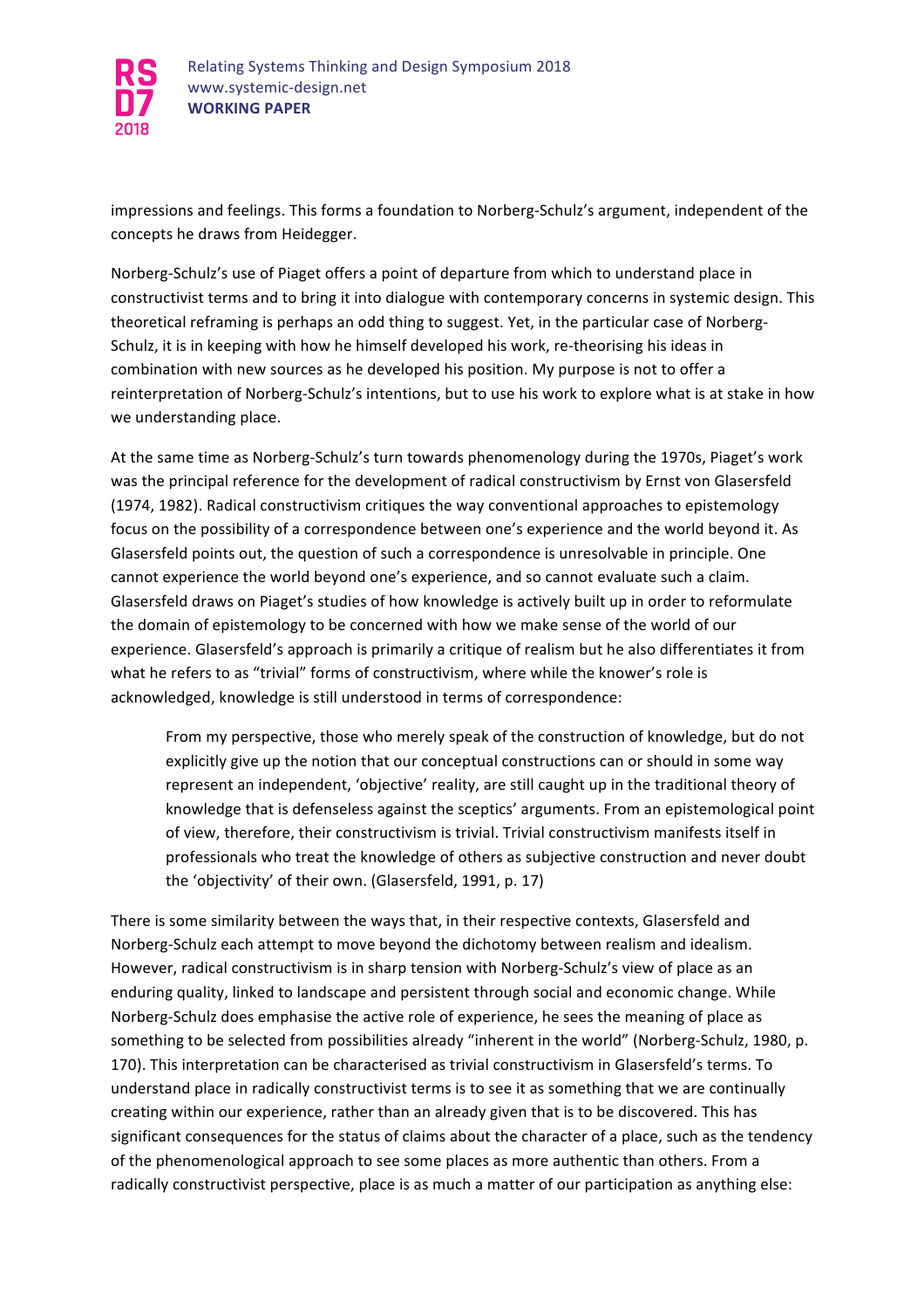impressions and feelings. This forms a foundation to Norberg-Schulz's argument, independent of the concepts he draws from Heidegger.

Norberg-Schulz's use of Piaget offers a point of departure from which to understand place in constructivist terms and to bring it into dialogue with contemporary concerns in systemic design. This theoretical reframing is perhaps an odd thing to suggest. Yet, in the particular case of Norberg-Schulz, it is in keeping with how he himself developed his work, re-theorising his ideas in combination with new sources as he developed his position. My purpose is not to offer a reinterpretation of Norberg-Schulz's intentions, but to use his work to explore what is at stake in how we understanding place.

At the same time as Norberg-Schulz's turn towards phenomenology during the 1970s, Piaget's work was the principal reference for the development of radical constructivism by Ernst von Glasersfeld (1974, 1982). Radical constructivism critiques the way conventional approaches to epistemology focus on the possibility of a correspondence between one's experience and the world beyond it. As Glasersfeld points out, the question of such a correspondence is unresolvable in principle. One cannot experience the world beyond one's experience, and so cannot evaluate such a claim. Glasersfeld draws on Piaget's studies of how knowledge is actively built up in order to reformulate the domain of epistemology to be concerned with how we make sense of the world of our experience. Glasersfeld's approach is primarily a critique of realism but he also differentiates it from what he refers to as "trivial" forms of constructivism, where while the knower's role is acknowledged, knowledge is still understood in terms of correspondence:

> From my perspective, those who merely speak of the construction of knowledge, but do not explicitly give up the notion that our conceptual constructions can or should in some way represent an independent, 'objective' reality, are still caught up in the traditional theory of knowledge that is defenseless against the sceptics' arguments. From an epistemological point of view, therefore, their constructivism is trivial. Trivial constructivism manifests itself in professionals who treat the knowledge of others as subjective construction and never doubt the 'objectivity' of their own. (Glasersfeld, 1991, p. 17)

There is some similarity between the ways that, in their respective contexts, Glasersfeld and Norberg-Schulz each attempt to move beyond the dichotomy between realism and idealism. However, radical constructivism is in sharp tension with Norberg-Schulz's view of place as an enduring quality, linked to landscape and persistent through social and economic change. While Norberg-Schulz does emphasise the active role of experience, he sees the meaning of place as something to be selected from possibilities already "inherent in the world" (Norberg-Schulz, 1980, p. 170). This interpretation can be characterised as trivial constructivism in Glasersfeld's terms. To understand place in radically constructivist terms is to see it as something that we are continually creating within our experience, rather than an already given that is to be discovered. This has significant consequences for the status of claims about the character of a place, such as the tendency of the phenomenological approach to see some places as more authentic than others. From a radically constructivist perspective, place is as much a matter of our participation as anything else: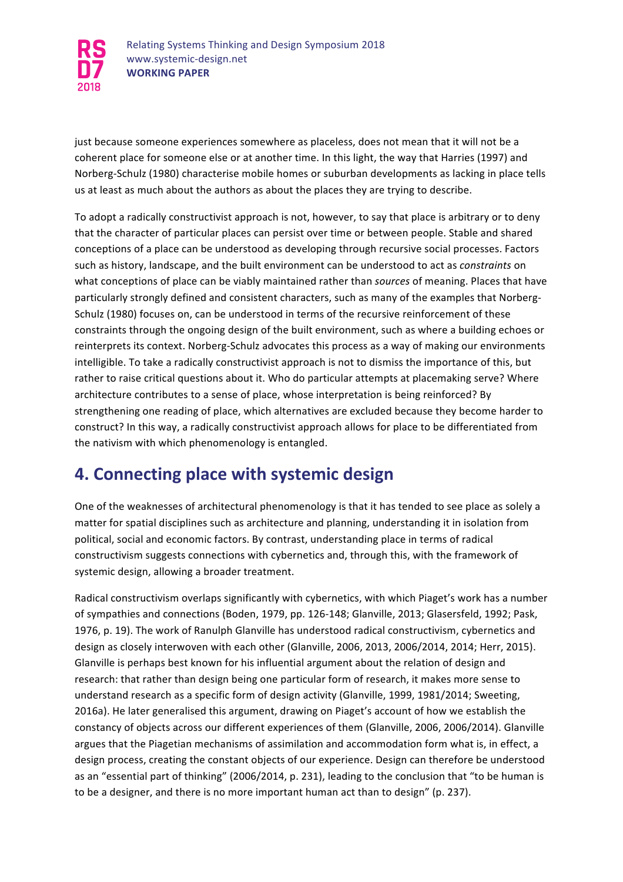just because someone experiences somewhere as placeless, does not mean that it will not be a coherent place for someone else or at another time. In this light, the way that Harries (1997) and Norberg-Schulz (1980) characterise mobile homes or suburban developments as lacking in place tells us at least as much about the authors as about the places they are trying to describe.

To adopt a radically constructivist approach is not, however, to say that place is arbitrary or to deny that the character of particular places can persist over time or between people. Stable and shared conceptions of a place can be understood as developing through recursive social processes. Factors such as history, landscape, and the built environment can be understood to act as *constraints* on what conceptions of place can be viably maintained rather than *sources* of meaning. Places that have particularly strongly defined and consistent characters, such as many of the examples that Norberg-Schulz (1980) focuses on, can be understood in terms of the recursive reinforcement of these constraints through the ongoing design of the built environment, such as where a building echoes or reinterprets its context. Norberg-Schulz advocates this process as a way of making our environments intelligible. To take a radically constructivist approach is not to dismiss the importance of this, but rather to raise critical questions about it. Who do particular attempts at placemaking serve? Where architecture contributes to a sense of place, whose interpretation is being reinforced? By strengthening one reading of place, which alternatives are excluded because they become harder to construct? In this way, a radically constructivist approach allows for place to be differentiated from the nativism with which phenomenology is entangled.

## 4. Connecting place with systemic design

One of the weaknesses of architectural phenomenology is that it has tended to see place as solely a matter for spatial disciplines such as architecture and planning, understanding it in isolation from political, social and economic factors. By contrast, understanding place in terms of radical constructivism suggests connections with cybernetics and, through this, with the framework of systemic design, allowing a broader treatment.

Radical constructivism overlaps significantly with cybernetics, with which Piaget's work has a number of sympathies and connections (Boden, 1979, pp. 126-148; Glanville, 2013; Glasersfeld, 1992; Pask, 1976, p. 19). The work of Ranulph Glanville has understood radical constructivism, cybernetics and design as closely interwoven with each other (Glanville, 2006, 2013, 2006/2014, 2014; Herr, 2015). Glanville is perhaps best known for his influential argument about the relation of design and research: that rather than design being one particular form of research, it makes more sense to understand research as a specific form of design activity (Glanville, 1999, 1981/2014; Sweeting, 2016a). He later generalised this argument, drawing on Piaget's account of how we establish the constancy of objects across our different experiences of them (Glanville, 2006, 2006/2014). Glanville argues that the Piagetian mechanisms of assimilation and accommodation form what is, in effect, a design process, creating the constant objects of our experience. Design can therefore be understood as an "essential part of thinking" (2006/2014, p. 231), leading to the conclusion that "to be human is to be a designer, and there is no more important human act than to design" (p. 237).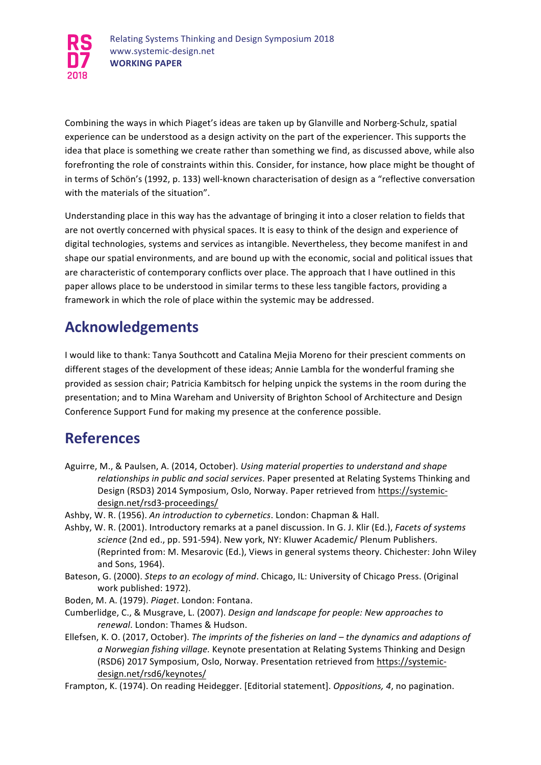Combining the ways in which Piaget's ideas are taken up by Glanville and Norberg-Schulz, spatial experience can be understood as a design activity on the part of the experiencer. This supports the idea that place is something we create rather than something we find, as discussed above, while also forefronting the role of constraints within this. Consider, for instance, how place might be thought of in terms of Schön's (1992, p. 133) well-known characterisation of design as a "reflective conversation with the materials of the situation".

Understanding place in this way has the advantage of bringing it into a closer relation to fields that are not overtly concerned with physical spaces. It is easy to think of the design and experience of digital technologies, systems and services as intangible. Nevertheless, they become manifest in and shape our spatial environments, and are bound up with the economic, social and political issues that are characteristic of contemporary conflicts over place. The approach that I have outlined in this paper allows place to be understood in similar terms to these less tangible factors, providing a framework in which the role of place within the systemic may be addressed.

## Acknowledgements

I would like to thank: Tanya Southcott and Catalina Mejia Moreno for their prescient comments on different stages of the development of these ideas; Annie Lambla for the wonderful framing she provided as session chair; Patricia Kambitsch for helping unpick the systems in the room during the presentation; and to Mina Wareham and University of Brighton School of Architecture and Design Conference Support Fund for making my presence at the conference possible.

## References

Aguirre, M., & Paulsen, A. (2014, October). *Using material properties to understand and shape relationships in public and social services*. Paper presented at Relating Systems Thinking and Design (RSD3) 2014 Symposium, Oslo, Norway. Paper retrieved from https://systemic-design.net/rsd3-proceedings/

Ashby, W. R. (1956). *An introduction to cybernetics*. London: Chapman & Hall.

Ashby, W. R. (2001). Introductory remarks at a panel discussion. In G. J. Klir (Ed.), *Facets of systems science* (2nd ed., pp. 591-594). New york, NY: Kluwer Academic/ Plenum Publishers. (Reprinted from: M. Mesarovic (Ed.), Views in general systems theory. Chichester: John Wiley and Sons, 1964).

Bateson, G. (2000). *Steps to an ecology of mind*. Chicago, IL: University of Chicago Press. (Original work published: 1972).

Boden, M. A. (1979). *Piaget*. London: Fontana.

Cumberlidge, C., & Musgrave, L. (2007). *Design and landscape for people: New approaches to renewal*. London: Thames & Hudson.

Ellefsen, K. O. (2017, October). *The imprints of the fisheries on land – the dynamics and adaptions of a Norwegian fishing village.* Keynote presentation at Relating Systems Thinking and Design (RSD6) 2017 Symposium, Oslo, Norway. Presentation retrieved from https://systemic-design.net/rsd6/keynotes/

Frampton, K. (1974). On reading Heidegger. [Editorial statement]. *Oppositions, 4*, no pagination.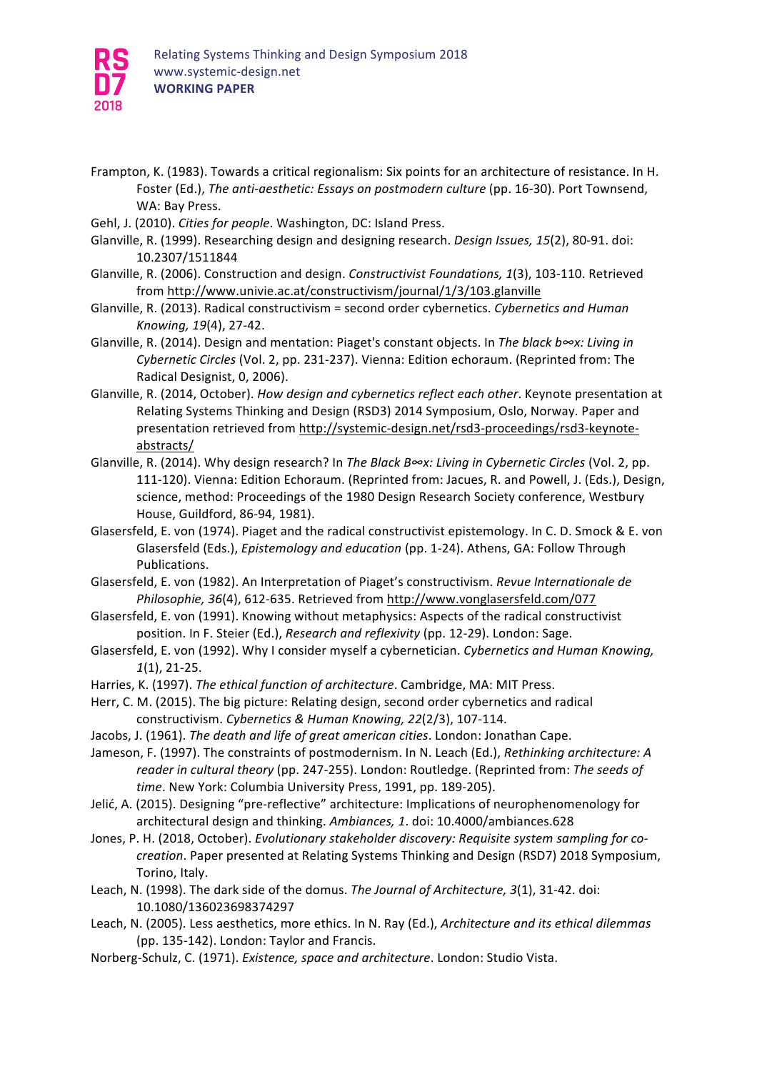Frampton, K. (1983). Towards a critical regionalism: Six points for an architecture of resistance. In H. Foster (Ed.), *The anti-aesthetic: Essays on postmodern culture* (pp. 16-30). Port Townsend, WA: Bay Press.

Gehl, J. (2010). *Cities for people*. Washington, DC: Island Press.

Glanville, R. (1999). Researching design and designing research. *Design Issues, 15*(2), 80-91. doi: 10.2307/1511844

Glanville, R. (2006). Construction and design. *Constructivist Foundations, 1*(3), 103-110. Retrieved from http://www.univie.ac.at/constructivism/journal/1/3/103.glanville

Glanville, R. (2013). Radical constructivism = second order cybernetics. *Cybernetics and Human Knowing, 19*(4), 27-42.

Glanville, R. (2014). Design and mentation: Piaget's constant objects. In *The black b∞x: Living in Cybernetic Circles* (Vol. 2, pp. 231-237). Vienna: Edition echoraum. (Reprinted from: The Radical Designist, 0, 2006).

Glanville, R. (2014, October). *How design and cybernetics reflect each other*. Keynote presentation at Relating Systems Thinking and Design (RSD3) 2014 Symposium, Oslo, Norway. Paper and presentation retrieved from http://systemic-design.net/rsd3-proceedings/rsd3-keynote-abstracts/

Glanville, R. (2014). Why design research? In *The Black B∞x: Living in Cybernetic Circles* (Vol. 2, pp. 111-120). Vienna: Edition Echoraum. (Reprinted from: Jacues, R. and Powell, J. (Eds.), Design, science, method: Proceedings of the 1980 Design Research Society conference, Westbury House, Guildford, 86-94, 1981).

Glasersfeld, E. von (1974). Piaget and the radical constructivist epistemology. In C. D. Smock & E. von Glasersfeld (Eds.), *Epistemology and education* (pp. 1-24). Athens, GA: Follow Through Publications.

Glasersfeld, E. von (1982). An Interpretation of Piaget's constructivism. *Revue Internationale de Philosophie, 36*(4), 612-635. Retrieved from http://www.vonglasersfeld.com/077

Glasersfeld, E. von (1991). Knowing without metaphysics: Aspects of the radical constructivist position. In F. Steier (Ed.), *Research and reflexivity* (pp. 12-29). London: Sage.

Glasersfeld, E. von (1992). Why I consider myself a cybernetician. *Cybernetics and Human Knowing, 1*(1), 21-25.

Harries, K. (1997). *The ethical function of architecture*. Cambridge, MA: MIT Press.

Herr, C. M. (2015). The big picture: Relating design, second order cybernetics and radical constructivism. *Cybernetics & Human Knowing, 22*(2/3), 107-114.

Jacobs, J. (1961). *The death and life of great american cities*. London: Jonathan Cape.

Jameson, F. (1997). The constraints of postmodernism. In N. Leach (Ed.), *Rethinking architecture: A reader in cultural theory* (pp. 247-255). London: Routledge. (Reprinted from: *The seeds of time*. New York: Columbia University Press, 1991, pp. 189-205).

Jelić, A. (2015). Designing "pre-reflective" architecture: Implications of neurophenomenology for architectural design and thinking. *Ambiances, 1*. doi: 10.4000/ambiances.628

Jones, P. H. (2018, October). *Evolutionary stakeholder discovery: Requisite system sampling for co-creation*. Paper presented at Relating Systems Thinking and Design (RSD7) 2018 Symposium, Torino, Italy.

Leach, N. (1998). The dark side of the domus. *The Journal of Architecture, 3*(1), 31-42. doi: 10.1080/136023698374297

Leach, N. (2005). Less aesthetics, more ethics. In N. Ray (Ed.), *Architecture and its ethical dilemmas* (pp. 135-142). London: Taylor and Francis.

Norberg-Schulz, C. (1971). *Existence, space and architecture*. London: Studio Vista.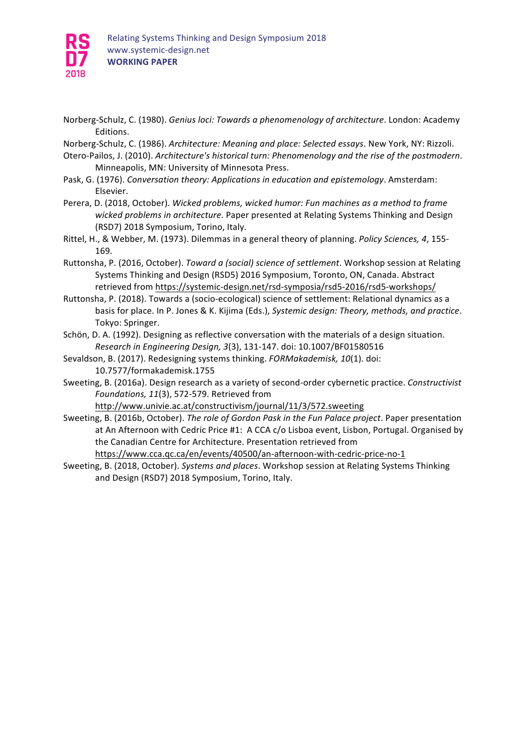Norberg-Schulz, C. (1980). *Genius loci: Towards a phenomenology of architecture*. London: Academy Editions.

Norberg-Schulz, C. (1986). *Architecture: Meaning and place: Selected essays*. New York, NY: Rizzoli.

Otero-Pailos, J. (2010). *Architecture's historical turn: Phenomenology and the rise of the postmodern*. Minneapolis, MN: University of Minnesota Press.

Pask, G. (1976). *Conversation theory: Applications in education and epistemology*. Amsterdam: Elsevier.

Perera, D. (2018, October). *Wicked problems, wicked humor: Fun machines as a method to frame wicked problems in architecture*. Paper presented at Relating Systems Thinking and Design (RSD7) 2018 Symposium, Torino, Italy.

Rittel, H., & Webber, M. (1973). Dilemmas in a general theory of planning. *Policy Sciences, 4*, 155-169.

Ruttonsha, P. (2016, October). *Toward a (social) science of settlement*. Workshop session at Relating Systems Thinking and Design (RSD5) 2016 Symposium, Toronto, ON, Canada. Abstract retrieved from https://systemic-design.net/rsd-symposia/rsd5-2016/rsd5-workshops/

Ruttonsha, P. (2018). Towards a (socio-ecological) science of settlement: Relational dynamics as a basis for place. In P. Jones & K. Kijima (Eds.), *Systemic design: Theory, methods, and practice*. Tokyo: Springer.

Schön, D. A. (1992). Designing as reflective conversation with the materials of a design situation. *Research in Engineering Design, 3*(3), 131-147. doi: 10.1007/BF01580516

Sevaldson, B. (2017). Redesigning systems thinking. *FORMakademisk, 10*(1). doi: 10.7577/formakademisk.1755

Sweeting, B. (2016a). Design research as a variety of second-order cybernetic practice. *Constructivist Foundations, 11*(3), 572-579. Retrieved from http://www.univie.ac.at/constructivism/journal/11/3/572.sweeting

Sweeting, B. (2016b, October). *The role of Gordon Pask in the Fun Palace project*. Paper presentation at An Afternoon with Cedric Price #1: A CCA c/o Lisboa event, Lisbon, Portugal. Organised by the Canadian Centre for Architecture. Presentation retrieved from https://www.cca.qc.ca/en/events/40500/an-afternoon-with-cedric-price-no-1

Sweeting, B. (2018, October). *Systems and places*. Workshop session at Relating Systems Thinking and Design (RSD7) 2018 Symposium, Torino, Italy.